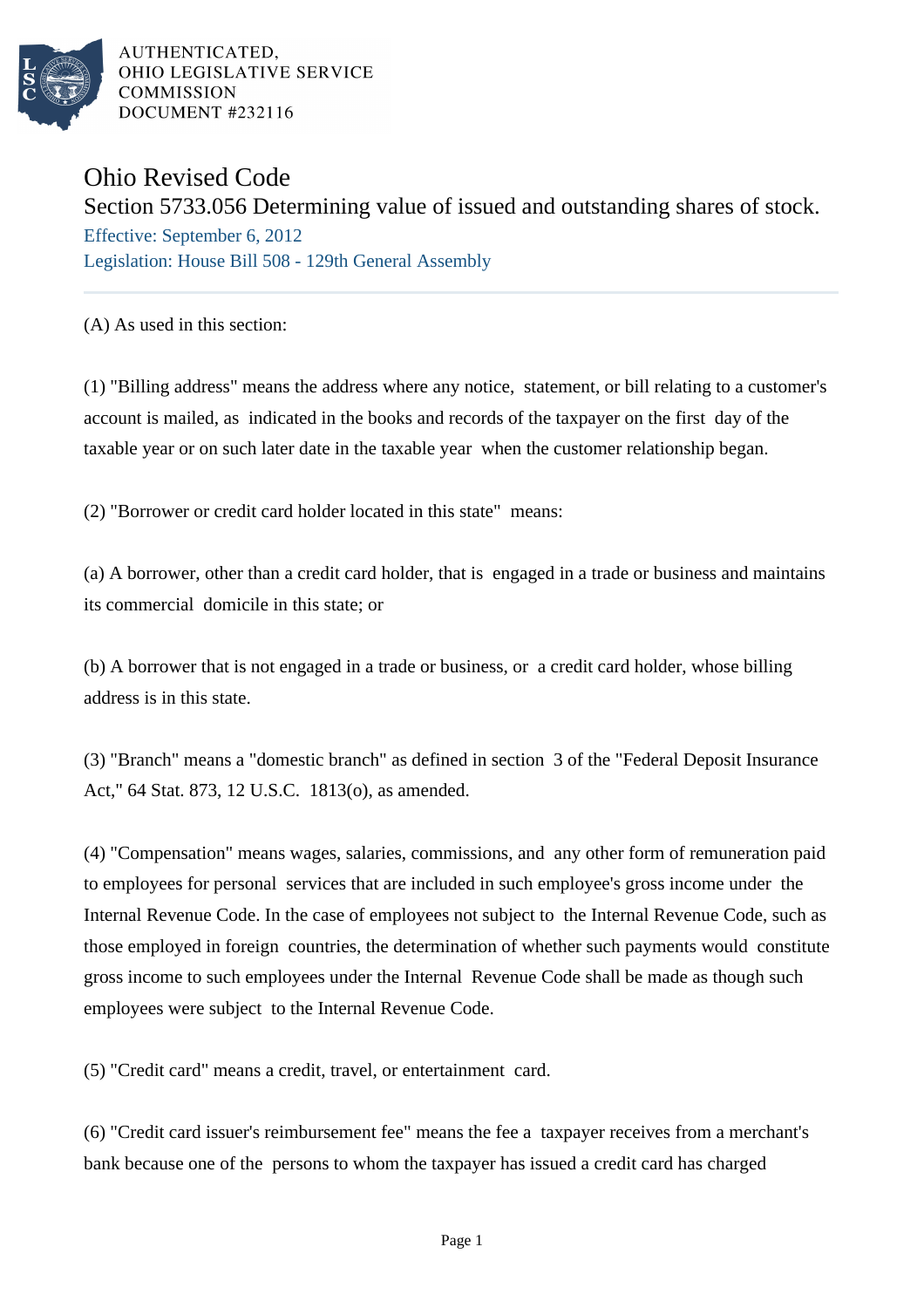AUTHENTICATED,
OHIO LEGISLATIVE SERVICE
COMMISSION
DOCUMENT #232116

# Ohio Revised Code

## Section 5733.056 Determining value of issued and outstanding shares of stock.

Effective: September 6, 2012

Legislation: House Bill 508 - 129th General Assembly

---

(A) As used in this section:

(1) "Billing address" means the address where any notice, statement, or bill relating to a customer's account is mailed, as indicated in the books and records of the taxpayer on the first day of the taxable year or on such later date in the taxable year when the customer relationship began.

(2) "Borrower or credit card holder located in this state" means:

(a) A borrower, other than a credit card holder, that is engaged in a trade or business and maintains its commercial domicile in this state; or

(b) A borrower that is not engaged in a trade or business, or a credit card holder, whose billing address is in this state.

(3) "Branch" means a "domestic branch" as defined in section 3 of the "Federal Deposit Insurance Act," 64 Stat. 873, 12 U.S.C. 1813(o), as amended.

(4) "Compensation" means wages, salaries, commissions, and any other form of remuneration paid to employees for personal services that are included in such employee's gross income under the Internal Revenue Code. In the case of employees not subject to the Internal Revenue Code, such as those employed in foreign countries, the determination of whether such payments would constitute gross income to such employees under the Internal Revenue Code shall be made as though such employees were subject to the Internal Revenue Code.

(5) "Credit card" means a credit, travel, or entertainment card.

(6) "Credit card issuer's reimbursement fee" means the fee a taxpayer receives from a merchant's bank because one of the persons to whom the taxpayer has issued a credit card has charged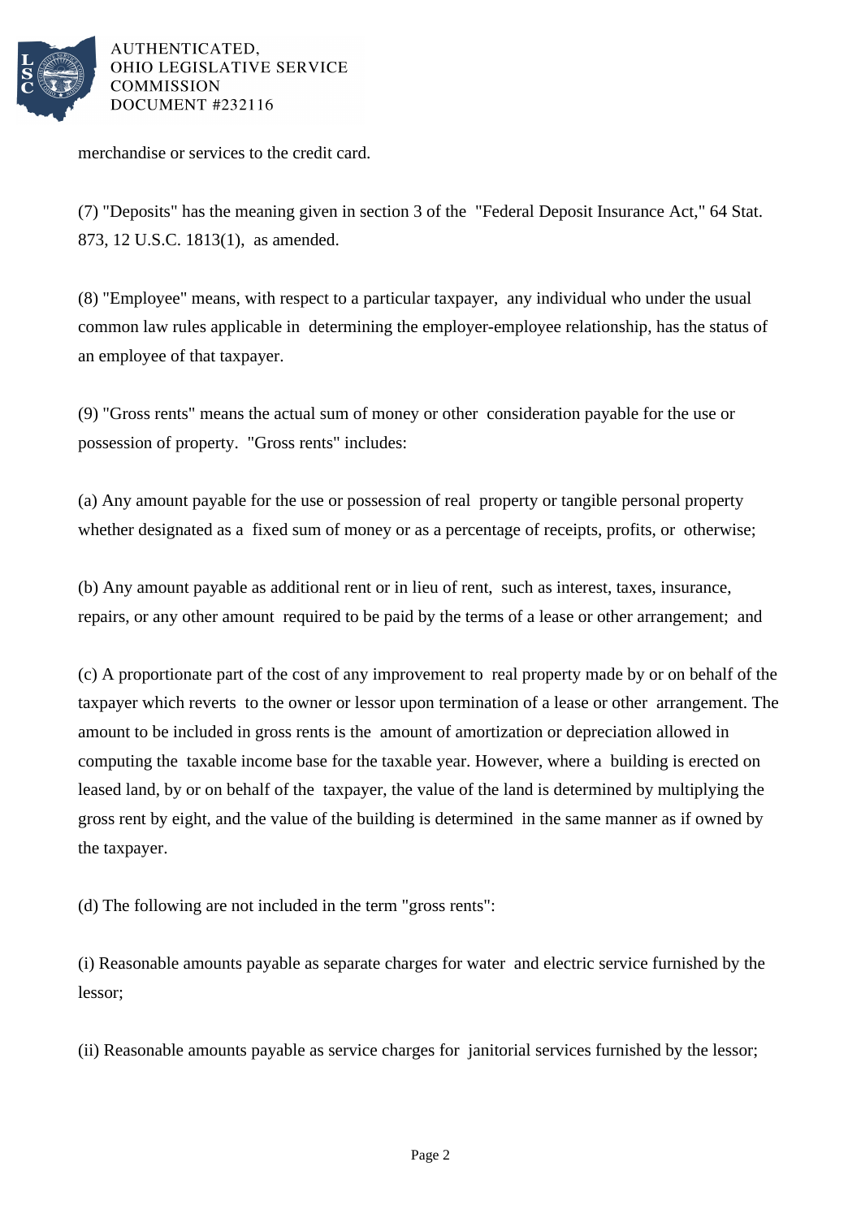merchandise or services to the credit card.

(7) "Deposits" has the meaning given in section 3 of the "Federal Deposit Insurance Act," 64 Stat. 873, 12 U.S.C. 1813(1), as amended.

(8) "Employee" means, with respect to a particular taxpayer, any individual who under the usual common law rules applicable in determining the employer-employee relationship, has the status of an employee of that taxpayer.

(9) "Gross rents" means the actual sum of money or other consideration payable for the use or possession of property. "Gross rents" includes:

(a) Any amount payable for the use or possession of real property or tangible personal property whether designated as a fixed sum of money or as a percentage of receipts, profits, or otherwise;

(b) Any amount payable as additional rent or in lieu of rent, such as interest, taxes, insurance, repairs, or any other amount required to be paid by the terms of a lease or other arrangement; and

(c) A proportionate part of the cost of any improvement to real property made by or on behalf of the taxpayer which reverts to the owner or lessor upon termination of a lease or other arrangement. The amount to be included in gross rents is the amount of amortization or depreciation allowed in computing the taxable income base for the taxable year. However, where a building is erected on leased land, by or on behalf of the taxpayer, the value of the land is determined by multiplying the gross rent by eight, and the value of the building is determined in the same manner as if owned by the taxpayer.

(d) The following are not included in the term "gross rents":

(i) Reasonable amounts payable as separate charges for water and electric service furnished by the lessor;

(ii) Reasonable amounts payable as service charges for janitorial services furnished by the lessor;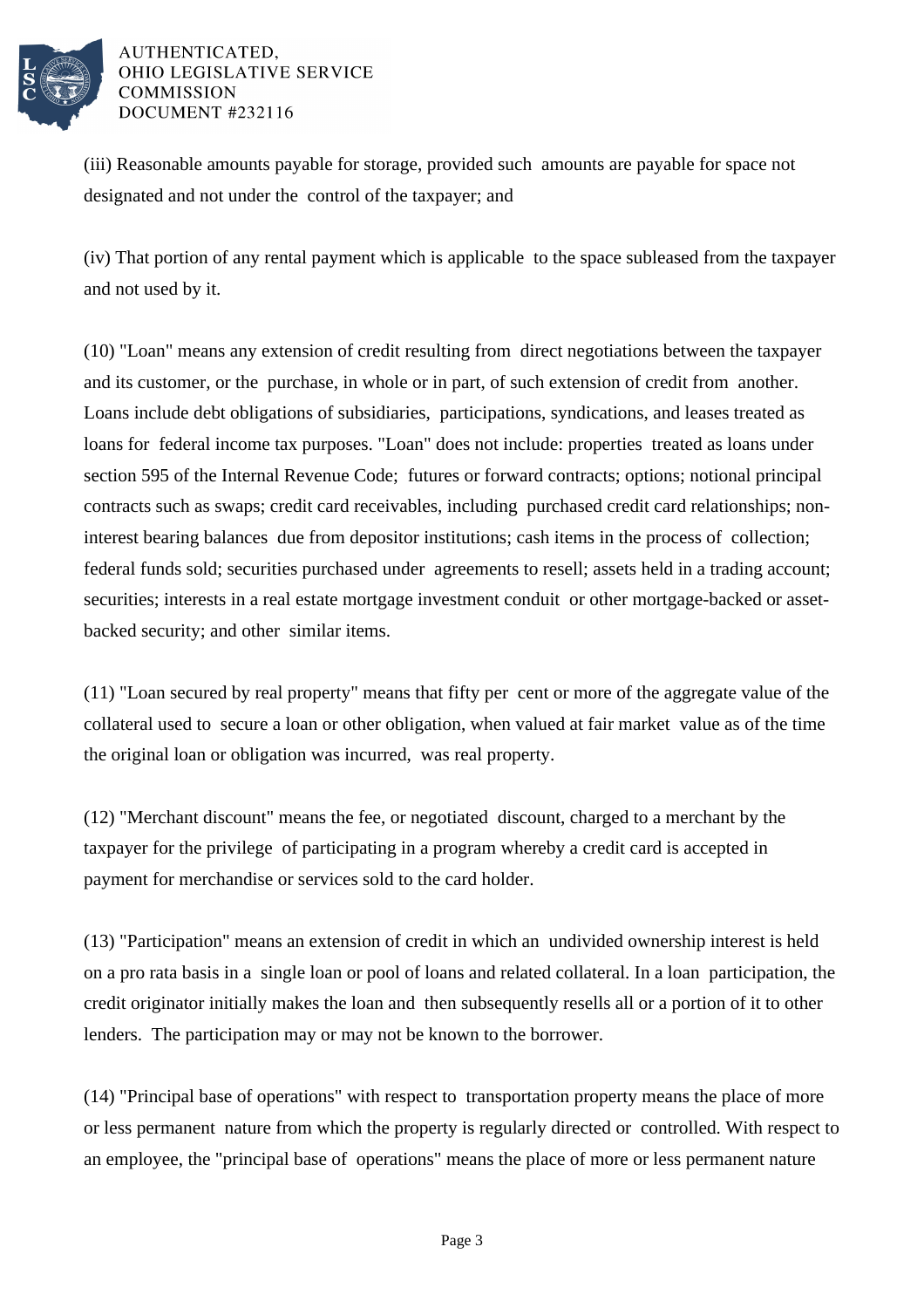(iii) Reasonable amounts payable for storage, provided such amounts are payable for space not designated and not under the control of the taxpayer; and

(iv) That portion of any rental payment which is applicable to the space subleased from the taxpayer and not used by it.

(10) "Loan" means any extension of credit resulting from direct negotiations between the taxpayer and its customer, or the purchase, in whole or in part, of such extension of credit from another. Loans include debt obligations of subsidiaries, participations, syndications, and leases treated as loans for federal income tax purposes. "Loan" does not include: properties treated as loans under section 595 of the Internal Revenue Code; futures or forward contracts; options; notional principal contracts such as swaps; credit card receivables, including purchased credit card relationships; non-interest bearing balances due from depositor institutions; cash items in the process of collection; federal funds sold; securities purchased under agreements to resell; assets held in a trading account; securities; interests in a real estate mortgage investment conduit or other mortgage-backed or asset-backed security; and other similar items.

(11) "Loan secured by real property" means that fifty per cent or more of the aggregate value of the collateral used to secure a loan or other obligation, when valued at fair market value as of the time the original loan or obligation was incurred, was real property.

(12) "Merchant discount" means the fee, or negotiated discount, charged to a merchant by the taxpayer for the privilege of participating in a program whereby a credit card is accepted in payment for merchandise or services sold to the card holder.

(13) "Participation" means an extension of credit in which an undivided ownership interest is held on a pro rata basis in a single loan or pool of loans and related collateral. In a loan participation, the credit originator initially makes the loan and then subsequently resells all or a portion of it to other lenders. The participation may or may not be known to the borrower.

(14) "Principal base of operations" with respect to transportation property means the place of more or less permanent nature from which the property is regularly directed or controlled. With respect to an employee, the "principal base of operations" means the place of more or less permanent nature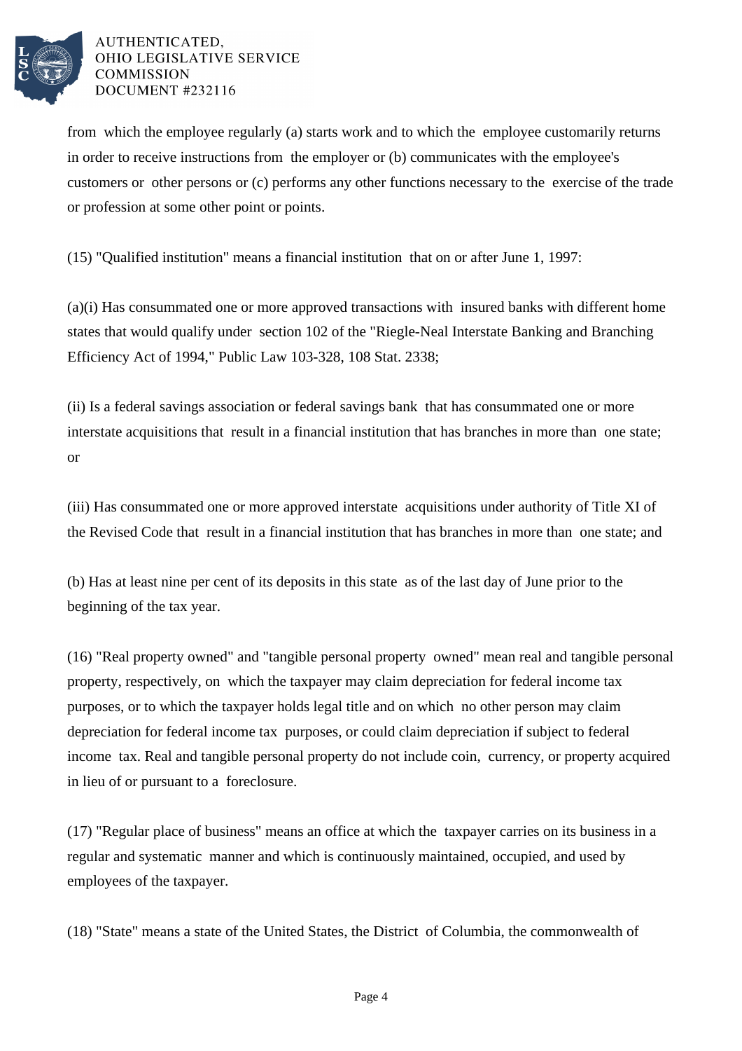from which the employee regularly (a) starts work and to which the employee customarily returns in order to receive instructions from the employer or (b) communicates with the employee's customers or other persons or (c) performs any other functions necessary to the exercise of the trade or profession at some other point or points.

(15) "Qualified institution" means a financial institution that on or after June 1, 1997:

(a)(i) Has consummated one or more approved transactions with insured banks with different home states that would qualify under section 102 of the "Riegle-Neal Interstate Banking and Branching Efficiency Act of 1994," Public Law 103-328, 108 Stat. 2338;

(ii) Is a federal savings association or federal savings bank that has consummated one or more interstate acquisitions that result in a financial institution that has branches in more than one state; or

(iii) Has consummated one or more approved interstate acquisitions under authority of Title XI of the Revised Code that result in a financial institution that has branches in more than one state; and

(b) Has at least nine per cent of its deposits in this state as of the last day of June prior to the beginning of the tax year.

(16) "Real property owned" and "tangible personal property owned" mean real and tangible personal property, respectively, on which the taxpayer may claim depreciation for federal income tax purposes, or to which the taxpayer holds legal title and on which no other person may claim depreciation for federal income tax purposes, or could claim depreciation if subject to federal income tax. Real and tangible personal property do not include coin, currency, or property acquired in lieu of or pursuant to a foreclosure.

(17) "Regular place of business" means an office at which the taxpayer carries on its business in a regular and systematic manner and which is continuously maintained, occupied, and used by employees of the taxpayer.

(18) "State" means a state of the United States, the District of Columbia, the commonwealth of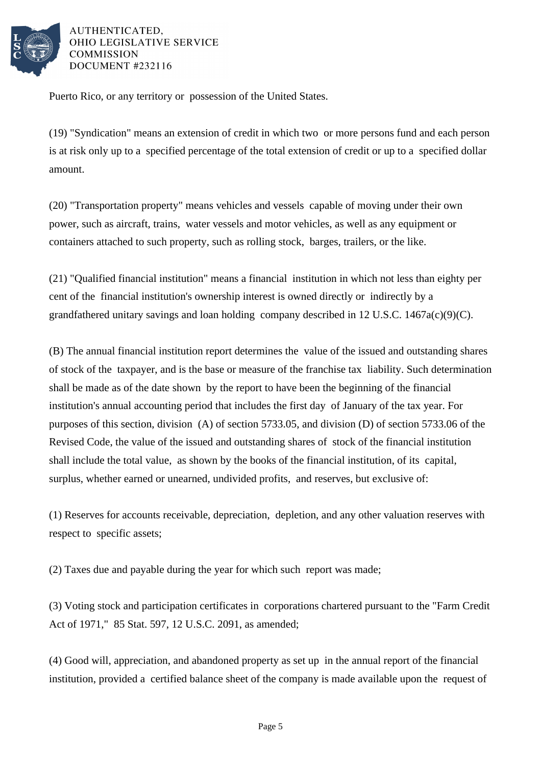Puerto Rico, or any territory or possession of the United States.

(19) "Syndication" means an extension of credit in which two or more persons fund and each person is at risk only up to a specified percentage of the total extension of credit or up to a specified dollar amount.

(20) "Transportation property" means vehicles and vessels capable of moving under their own power, such as aircraft, trains, water vessels and motor vehicles, as well as any equipment or containers attached to such property, such as rolling stock, barges, trailers, or the like.

(21) "Qualified financial institution" means a financial institution in which not less than eighty per cent of the financial institution's ownership interest is owned directly or indirectly by a grandfathered unitary savings and loan holding company described in 12 U.S.C. 1467a(c)(9)(C).

(B) The annual financial institution report determines the value of the issued and outstanding shares of stock of the taxpayer, and is the base or measure of the franchise tax liability. Such determination shall be made as of the date shown by the report to have been the beginning of the financial institution's annual accounting period that includes the first day of January of the tax year. For purposes of this section, division (A) of section 5733.05, and division (D) of section 5733.06 of the Revised Code, the value of the issued and outstanding shares of stock of the financial institution shall include the total value, as shown by the books of the financial institution, of its capital, surplus, whether earned or unearned, undivided profits, and reserves, but exclusive of:

(1) Reserves for accounts receivable, depreciation, depletion, and any other valuation reserves with respect to specific assets;

(2) Taxes due and payable during the year for which such report was made;

(3) Voting stock and participation certificates in corporations chartered pursuant to the "Farm Credit Act of 1971," 85 Stat. 597, 12 U.S.C. 2091, as amended;

(4) Good will, appreciation, and abandoned property as set up in the annual report of the financial institution, provided a certified balance sheet of the company is made available upon the request of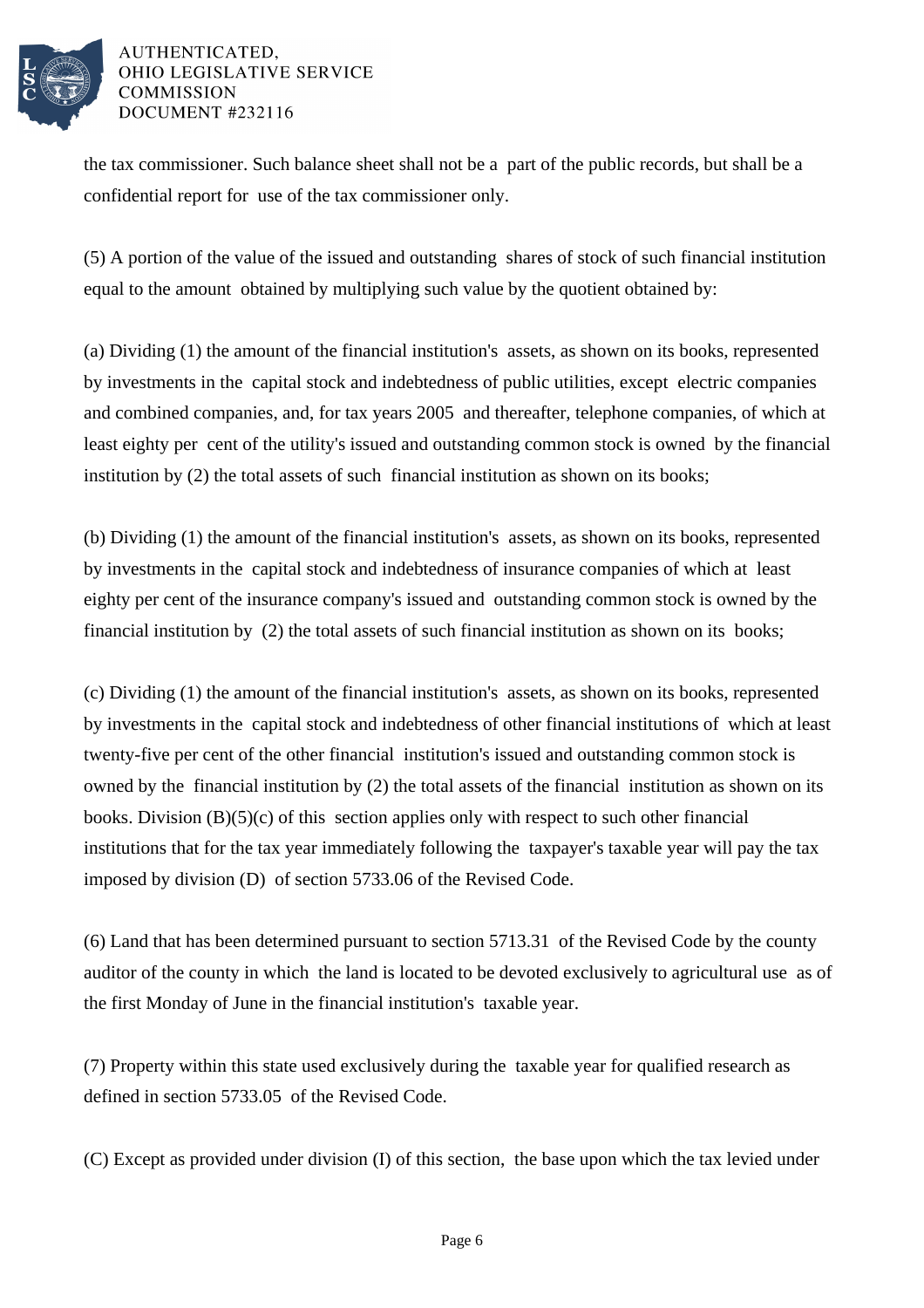the tax commissioner. Such balance sheet shall not be a part of the public records, but shall be a confidential report for use of the tax commissioner only.

(5) A portion of the value of the issued and outstanding shares of stock of such financial institution equal to the amount obtained by multiplying such value by the quotient obtained by:

(a) Dividing (1) the amount of the financial institution's assets, as shown on its books, represented by investments in the capital stock and indebtedness of public utilities, except electric companies and combined companies, and, for tax years 2005 and thereafter, telephone companies, of which at least eighty per cent of the utility's issued and outstanding common stock is owned by the financial institution by (2) the total assets of such financial institution as shown on its books;

(b) Dividing (1) the amount of the financial institution's assets, as shown on its books, represented by investments in the capital stock and indebtedness of insurance companies of which at least eighty per cent of the insurance company's issued and outstanding common stock is owned by the financial institution by (2) the total assets of such financial institution as shown on its books;

(c) Dividing (1) the amount of the financial institution's assets, as shown on its books, represented by investments in the capital stock and indebtedness of other financial institutions of which at least twenty-five per cent of the other financial institution's issued and outstanding common stock is owned by the financial institution by (2) the total assets of the financial institution as shown on its books. Division (B)(5)(c) of this section applies only with respect to such other financial institutions that for the tax year immediately following the taxpayer's taxable year will pay the tax imposed by division (D) of section 5733.06 of the Revised Code.

(6) Land that has been determined pursuant to section 5713.31 of the Revised Code by the county auditor of the county in which the land is located to be devoted exclusively to agricultural use as of the first Monday of June in the financial institution's taxable year.

(7) Property within this state used exclusively during the taxable year for qualified research as defined in section 5733.05 of the Revised Code.

(C) Except as provided under division (I) of this section, the base upon which the tax levied under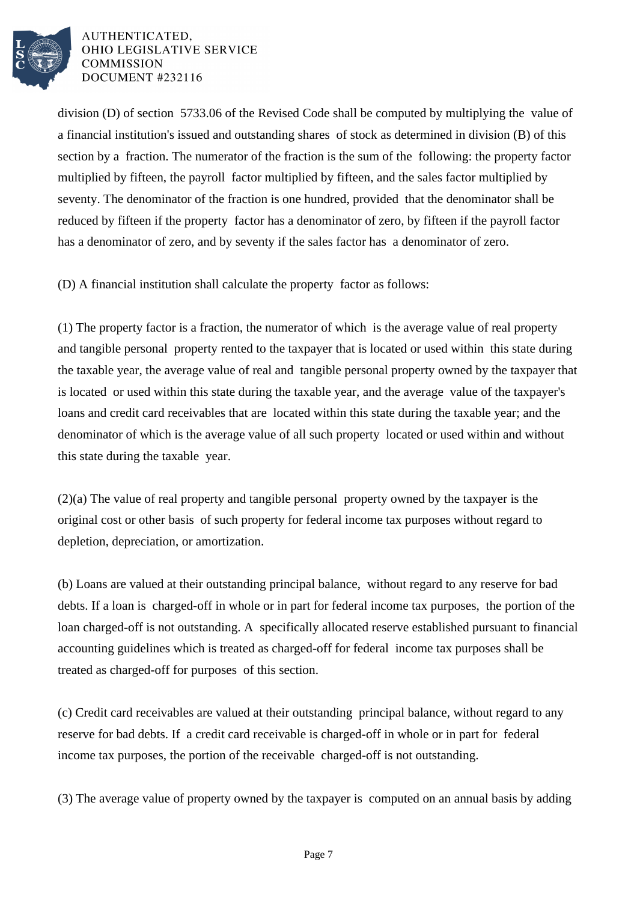division (D) of section 5733.06 of the Revised Code shall be computed by multiplying the value of a financial institution's issued and outstanding shares of stock as determined in division (B) of this section by a fraction. The numerator of the fraction is the sum of the following: the property factor multiplied by fifteen, the payroll factor multiplied by fifteen, and the sales factor multiplied by seventy. The denominator of the fraction is one hundred, provided that the denominator shall be reduced by fifteen if the property factor has a denominator of zero, by fifteen if the payroll factor has a denominator of zero, and by seventy if the sales factor has a denominator of zero.

(D) A financial institution shall calculate the property factor as follows:

(1) The property factor is a fraction, the numerator of which is the average value of real property and tangible personal property rented to the taxpayer that is located or used within this state during the taxable year, the average value of real and tangible personal property owned by the taxpayer that is located or used within this state during the taxable year, and the average value of the taxpayer's loans and credit card receivables that are located within this state during the taxable year; and the denominator of which is the average value of all such property located or used within and without this state during the taxable year.

(2)(a) The value of real property and tangible personal property owned by the taxpayer is the original cost or other basis of such property for federal income tax purposes without regard to depletion, depreciation, or amortization.

(b) Loans are valued at their outstanding principal balance, without regard to any reserve for bad debts. If a loan is charged-off in whole or in part for federal income tax purposes, the portion of the loan charged-off is not outstanding. A specifically allocated reserve established pursuant to financial accounting guidelines which is treated as charged-off for federal income tax purposes shall be treated as charged-off for purposes of this section.

(c) Credit card receivables are valued at their outstanding principal balance, without regard to any reserve for bad debts. If a credit card receivable is charged-off in whole or in part for federal income tax purposes, the portion of the receivable charged-off is not outstanding.

(3) The average value of property owned by the taxpayer is computed on an annual basis by adding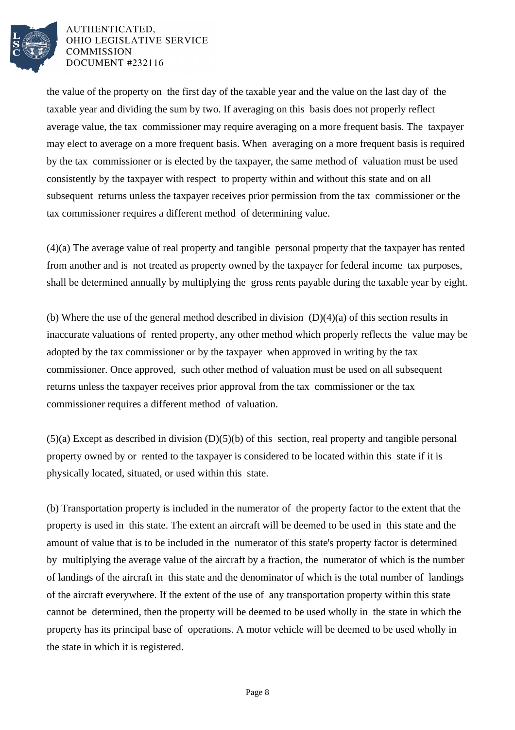the value of the property on the first day of the taxable year and the value on the last day of the taxable year and dividing the sum by two. If averaging on this basis does not properly reflect average value, the tax commissioner may require averaging on a more frequent basis. The taxpayer may elect to average on a more frequent basis. When averaging on a more frequent basis is required by the tax commissioner or is elected by the taxpayer, the same method of valuation must be used consistently by the taxpayer with respect to property within and without this state and on all subsequent returns unless the taxpayer receives prior permission from the tax commissioner or the tax commissioner requires a different method of determining value.

(4)(a) The average value of real property and tangible personal property that the taxpayer has rented from another and is not treated as property owned by the taxpayer for federal income tax purposes, shall be determined annually by multiplying the gross rents payable during the taxable year by eight.

(b) Where the use of the general method described in division (D)(4)(a) of this section results in inaccurate valuations of rented property, any other method which properly reflects the value may be adopted by the tax commissioner or by the taxpayer when approved in writing by the tax commissioner. Once approved, such other method of valuation must be used on all subsequent returns unless the taxpayer receives prior approval from the tax commissioner or the tax commissioner requires a different method of valuation.

(5)(a) Except as described in division (D)(5)(b) of this section, real property and tangible personal property owned by or rented to the taxpayer is considered to be located within this state if it is physically located, situated, or used within this state.

(b) Transportation property is included in the numerator of the property factor to the extent that the property is used in this state. The extent an aircraft will be deemed to be used in this state and the amount of value that is to be included in the numerator of this state's property factor is determined by multiplying the average value of the aircraft by a fraction, the numerator of which is the number of landings of the aircraft in this state and the denominator of which is the total number of landings of the aircraft everywhere. If the extent of the use of any transportation property within this state cannot be determined, then the property will be deemed to be used wholly in the state in which the property has its principal base of operations. A motor vehicle will be deemed to be used wholly in the state in which it is registered.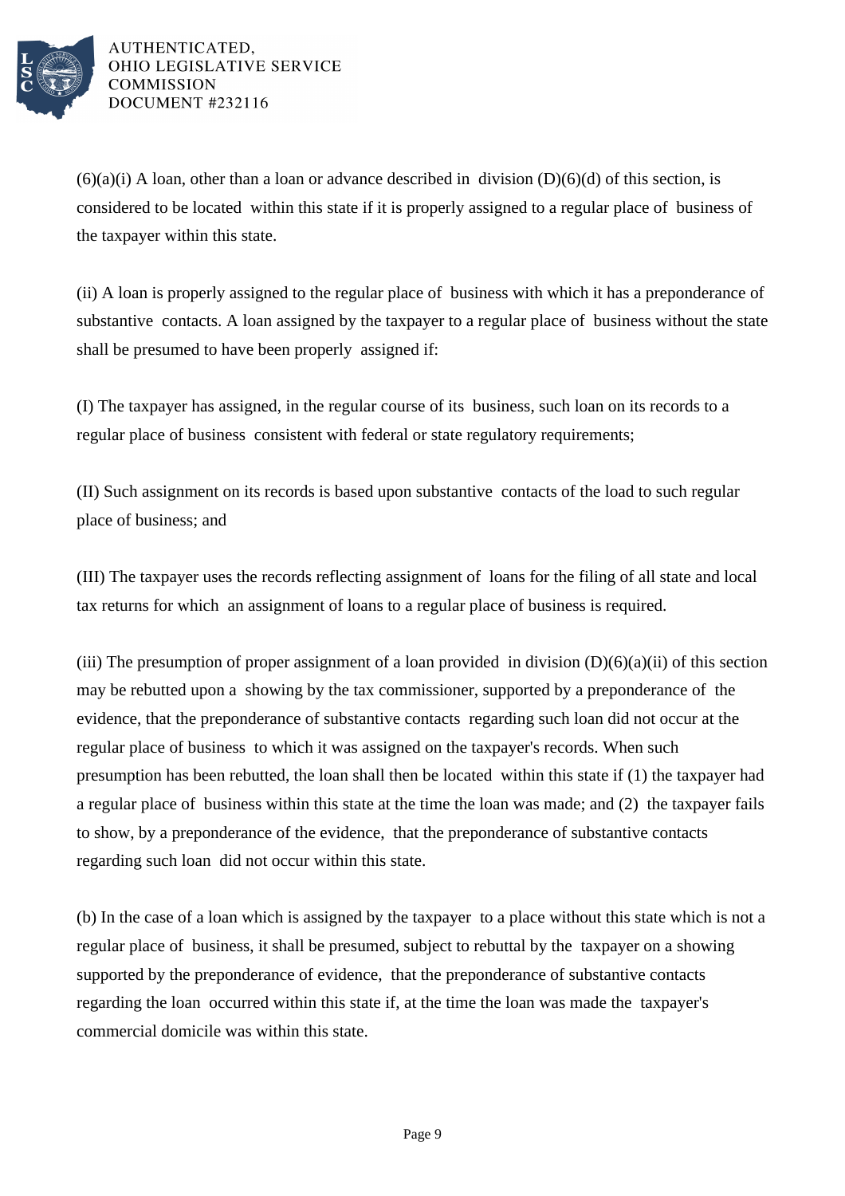(6)(a)(i) A loan, other than a loan or advance described in division (D)(6)(d) of this section, is considered to be located within this state if it is properly assigned to a regular place of business of the taxpayer within this state.

(ii) A loan is properly assigned to the regular place of business with which it has a preponderance of substantive contacts. A loan assigned by the taxpayer to a regular place of business without the state shall be presumed to have been properly assigned if:

(I) The taxpayer has assigned, in the regular course of its business, such loan on its records to a regular place of business consistent with federal or state regulatory requirements;

(II) Such assignment on its records is based upon substantive contacts of the load to such regular place of business; and

(III) The taxpayer uses the records reflecting assignment of loans for the filing of all state and local tax returns for which an assignment of loans to a regular place of business is required.

(iii) The presumption of proper assignment of a loan provided in division (D)(6)(a)(ii) of this section may be rebutted upon a showing by the tax commissioner, supported by a preponderance of the evidence, that the preponderance of substantive contacts regarding such loan did not occur at the regular place of business to which it was assigned on the taxpayer's records. When such presumption has been rebutted, the loan shall then be located within this state if (1) the taxpayer had a regular place of business within this state at the time the loan was made; and (2) the taxpayer fails to show, by a preponderance of the evidence, that the preponderance of substantive contacts regarding such loan did not occur within this state.

(b) In the case of a loan which is assigned by the taxpayer to a place without this state which is not a regular place of business, it shall be presumed, subject to rebuttal by the taxpayer on a showing supported by the preponderance of evidence, that the preponderance of substantive contacts regarding the loan occurred within this state if, at the time the loan was made the taxpayer's commercial domicile was within this state.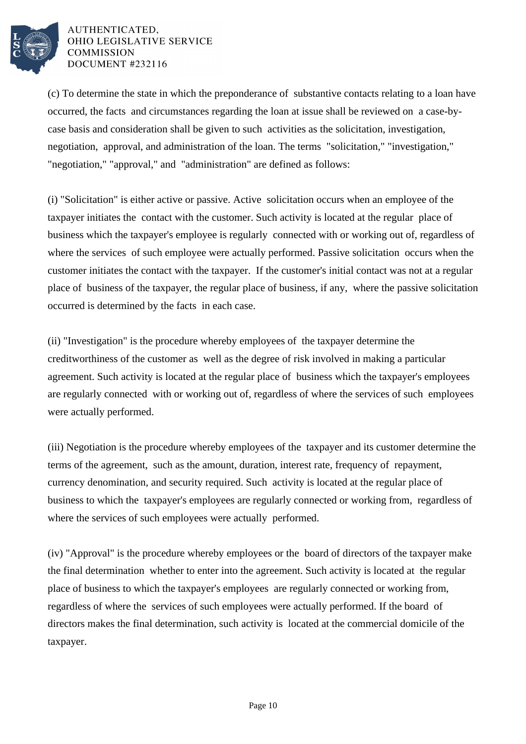(c) To determine the state in which the preponderance of substantive contacts relating to a loan have occurred, the facts and circumstances regarding the loan at issue shall be reviewed on a case-by-case basis and consideration shall be given to such activities as the solicitation, investigation, negotiation, approval, and administration of the loan. The terms "solicitation," "investigation," "negotiation," "approval," and "administration" are defined as follows:

(i) "Solicitation" is either active or passive. Active solicitation occurs when an employee of the taxpayer initiates the contact with the customer. Such activity is located at the regular place of business which the taxpayer's employee is regularly connected with or working out of, regardless of where the services of such employee were actually performed. Passive solicitation occurs when the customer initiates the contact with the taxpayer. If the customer's initial contact was not at a regular place of business of the taxpayer, the regular place of business, if any, where the passive solicitation occurred is determined by the facts in each case.

(ii) "Investigation" is the procedure whereby employees of the taxpayer determine the creditworthiness of the customer as well as the degree of risk involved in making a particular agreement. Such activity is located at the regular place of business which the taxpayer's employees are regularly connected with or working out of, regardless of where the services of such employees were actually performed.

(iii) Negotiation is the procedure whereby employees of the taxpayer and its customer determine the terms of the agreement, such as the amount, duration, interest rate, frequency of repayment, currency denomination, and security required. Such activity is located at the regular place of business to which the taxpayer's employees are regularly connected or working from, regardless of where the services of such employees were actually performed.

(iv) "Approval" is the procedure whereby employees or the board of directors of the taxpayer make the final determination whether to enter into the agreement. Such activity is located at the regular place of business to which the taxpayer's employees are regularly connected or working from, regardless of where the services of such employees were actually performed. If the board of directors makes the final determination, such activity is located at the commercial domicile of the taxpayer.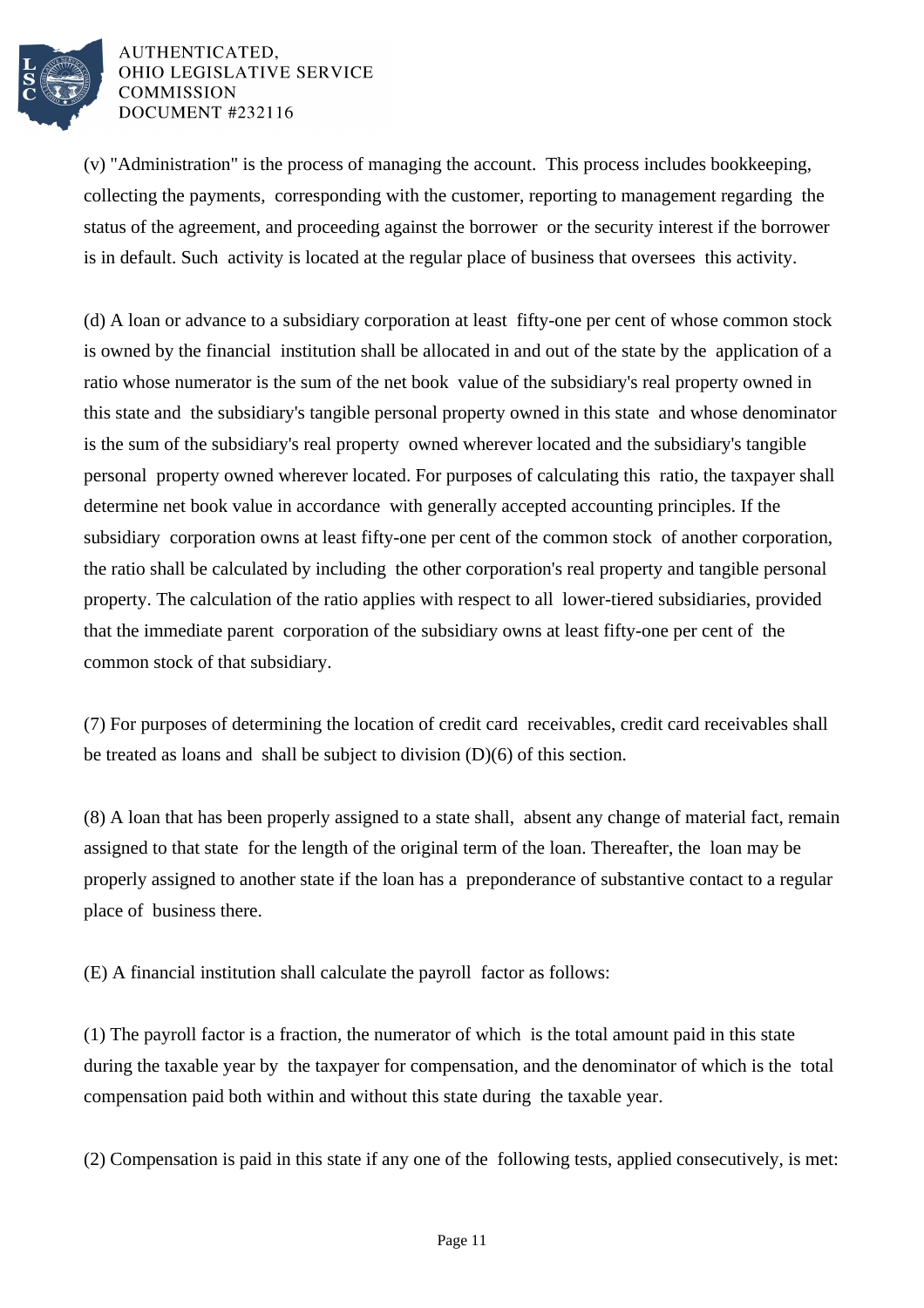(v) "Administration" is the process of managing the account. This process includes bookkeeping, collecting the payments, corresponding with the customer, reporting to management regarding the status of the agreement, and proceeding against the borrower or the security interest if the borrower is in default. Such activity is located at the regular place of business that oversees this activity.

(d) A loan or advance to a subsidiary corporation at least fifty-one per cent of whose common stock is owned by the financial institution shall be allocated in and out of the state by the application of a ratio whose numerator is the sum of the net book value of the subsidiary's real property owned in this state and the subsidiary's tangible personal property owned in this state and whose denominator is the sum of the subsidiary's real property owned wherever located and the subsidiary's tangible personal property owned wherever located. For purposes of calculating this ratio, the taxpayer shall determine net book value in accordance with generally accepted accounting principles. If the subsidiary corporation owns at least fifty-one per cent of the common stock of another corporation, the ratio shall be calculated by including the other corporation's real property and tangible personal property. The calculation of the ratio applies with respect to all lower-tiered subsidiaries, provided that the immediate parent corporation of the subsidiary owns at least fifty-one per cent of the common stock of that subsidiary.

(7) For purposes of determining the location of credit card receivables, credit card receivables shall be treated as loans and shall be subject to division (D)(6) of this section.

(8) A loan that has been properly assigned to a state shall, absent any change of material fact, remain assigned to that state for the length of the original term of the loan. Thereafter, the loan may be properly assigned to another state if the loan has a preponderance of substantive contact to a regular place of business there.

(E) A financial institution shall calculate the payroll factor as follows:

(1) The payroll factor is a fraction, the numerator of which is the total amount paid in this state during the taxable year by the taxpayer for compensation, and the denominator of which is the total compensation paid both within and without this state during the taxable year.

(2) Compensation is paid in this state if any one of the following tests, applied consecutively, is met: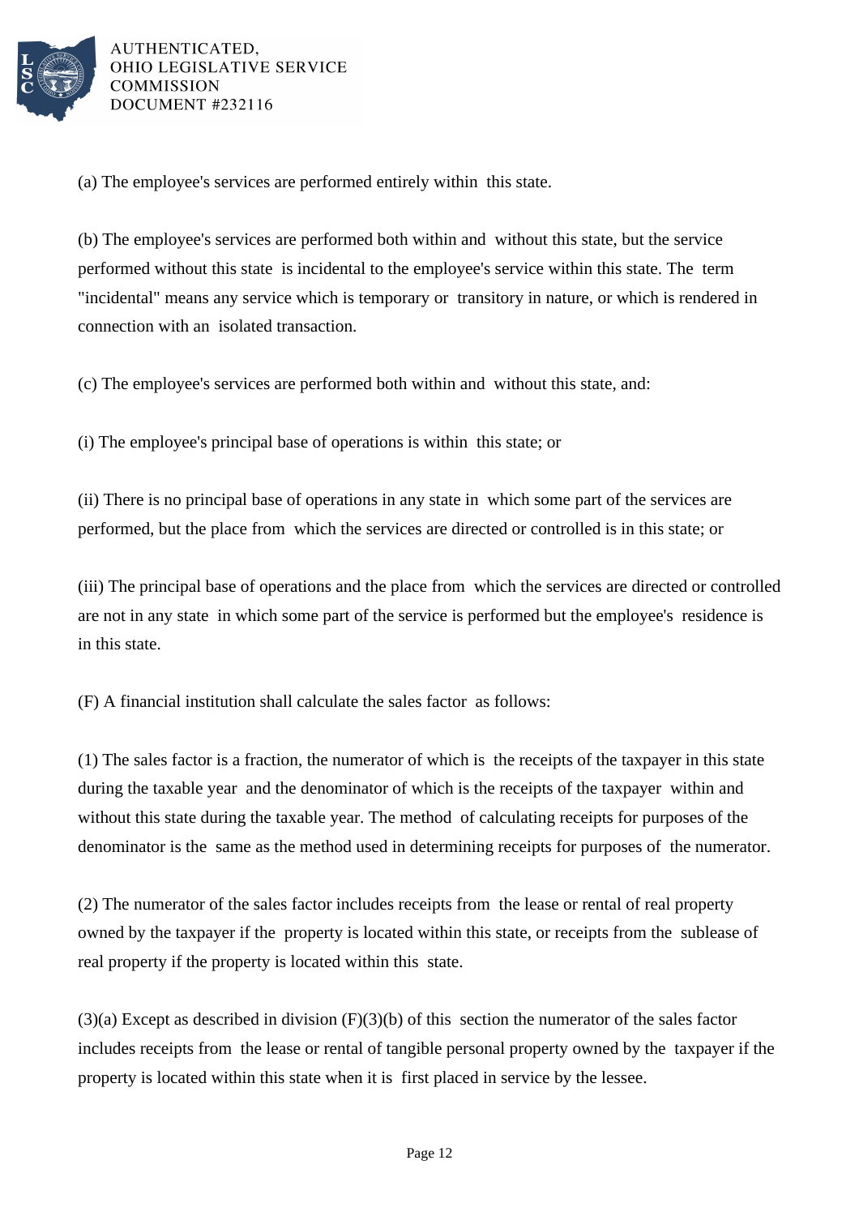(a) The employee's services are performed entirely within this state.

(b) The employee's services are performed both within and without this state, but the service performed without this state is incidental to the employee's service within this state. The term "incidental" means any service which is temporary or transitory in nature, or which is rendered in connection with an isolated transaction.

(c) The employee's services are performed both within and without this state, and:

(i) The employee's principal base of operations is within this state; or

(ii) There is no principal base of operations in any state in which some part of the services are performed, but the place from which the services are directed or controlled is in this state; or

(iii) The principal base of operations and the place from which the services are directed or controlled are not in any state in which some part of the service is performed but the employee's residence is in this state.

(F) A financial institution shall calculate the sales factor as follows:

(1) The sales factor is a fraction, the numerator of which is the receipts of the taxpayer in this state during the taxable year and the denominator of which is the receipts of the taxpayer within and without this state during the taxable year. The method of calculating receipts for purposes of the denominator is the same as the method used in determining receipts for purposes of the numerator.

(2) The numerator of the sales factor includes receipts from the lease or rental of real property owned by the taxpayer if the property is located within this state, or receipts from the sublease of real property if the property is located within this state.

(3)(a) Except as described in division (F)(3)(b) of this section the numerator of the sales factor includes receipts from the lease or rental of tangible personal property owned by the taxpayer if the property is located within this state when it is first placed in service by the lessee.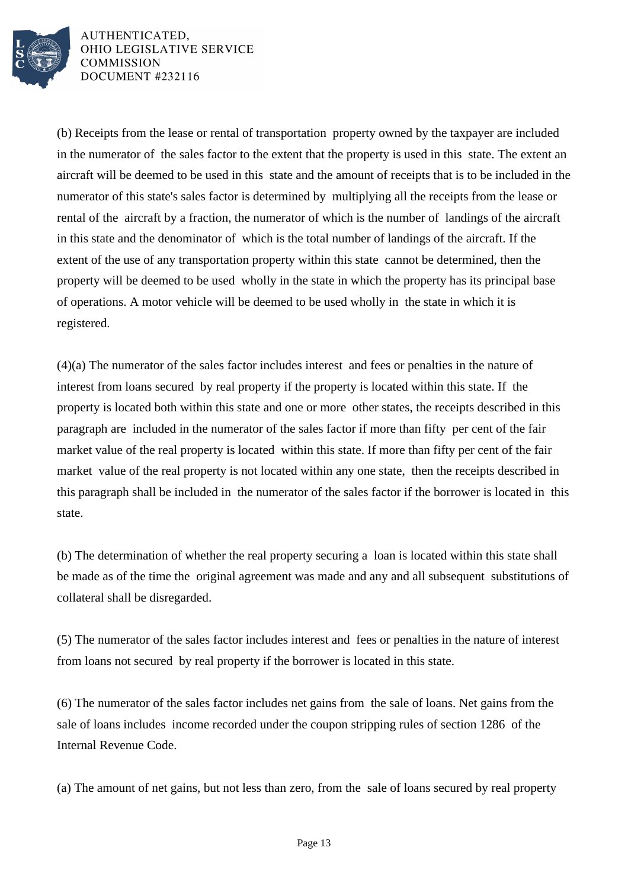(b) Receipts from the lease or rental of transportation property owned by the taxpayer are included in the numerator of the sales factor to the extent that the property is used in this state. The extent an aircraft will be deemed to be used in this state and the amount of receipts that is to be included in the numerator of this state's sales factor is determined by multiplying all the receipts from the lease or rental of the aircraft by a fraction, the numerator of which is the number of landings of the aircraft in this state and the denominator of which is the total number of landings of the aircraft. If the extent of the use of any transportation property within this state cannot be determined, then the property will be deemed to be used wholly in the state in which the property has its principal base of operations. A motor vehicle will be deemed to be used wholly in the state in which it is registered.

(4)(a) The numerator of the sales factor includes interest and fees or penalties in the nature of interest from loans secured by real property if the property is located within this state. If the property is located both within this state and one or more other states, the receipts described in this paragraph are included in the numerator of the sales factor if more than fifty per cent of the fair market value of the real property is located within this state. If more than fifty per cent of the fair market value of the real property is not located within any one state, then the receipts described in this paragraph shall be included in the numerator of the sales factor if the borrower is located in this state.

(b) The determination of whether the real property securing a loan is located within this state shall be made as of the time the original agreement was made and any and all subsequent substitutions of collateral shall be disregarded.

(5) The numerator of the sales factor includes interest and fees or penalties in the nature of interest from loans not secured by real property if the borrower is located in this state.

(6) The numerator of the sales factor includes net gains from the sale of loans. Net gains from the sale of loans includes income recorded under the coupon stripping rules of section 1286 of the Internal Revenue Code.

(a) The amount of net gains, but not less than zero, from the sale of loans secured by real property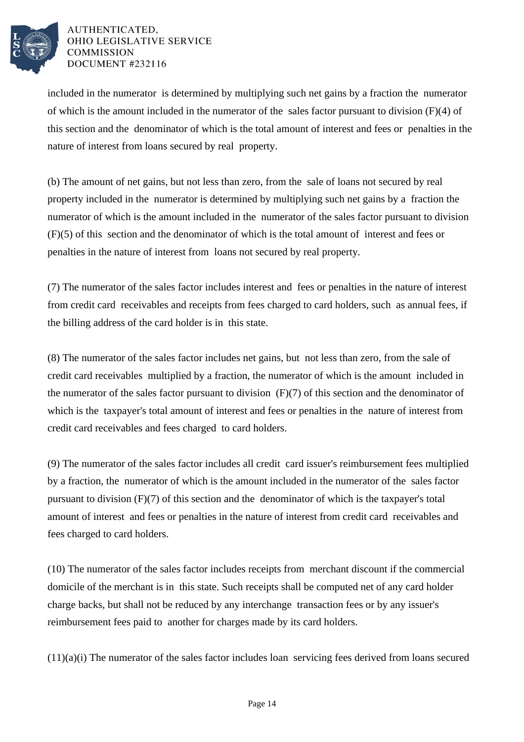included in the numerator is determined by multiplying such net gains by a fraction the numerator of which is the amount included in the numerator of the sales factor pursuant to division (F)(4) of this section and the denominator of which is the total amount of interest and fees or penalties in the nature of interest from loans secured by real property.

(b) The amount of net gains, but not less than zero, from the sale of loans not secured by real property included in the numerator is determined by multiplying such net gains by a fraction the numerator of which is the amount included in the numerator of the sales factor pursuant to division (F)(5) of this section and the denominator of which is the total amount of interest and fees or penalties in the nature of interest from loans not secured by real property.

(7) The numerator of the sales factor includes interest and fees or penalties in the nature of interest from credit card receivables and receipts from fees charged to card holders, such as annual fees, if the billing address of the card holder is in this state.

(8) The numerator of the sales factor includes net gains, but not less than zero, from the sale of credit card receivables multiplied by a fraction, the numerator of which is the amount included in the numerator of the sales factor pursuant to division (F)(7) of this section and the denominator of which is the taxpayer's total amount of interest and fees or penalties in the nature of interest from credit card receivables and fees charged to card holders.

(9) The numerator of the sales factor includes all credit card issuer's reimbursement fees multiplied by a fraction, the numerator of which is the amount included in the numerator of the sales factor pursuant to division (F)(7) of this section and the denominator of which is the taxpayer's total amount of interest and fees or penalties in the nature of interest from credit card receivables and fees charged to card holders.

(10) The numerator of the sales factor includes receipts from merchant discount if the commercial domicile of the merchant is in this state. Such receipts shall be computed net of any card holder charge backs, but shall not be reduced by any interchange transaction fees or by any issuer's reimbursement fees paid to another for charges made by its card holders.

(11)(a)(i) The numerator of the sales factor includes loan servicing fees derived from loans secured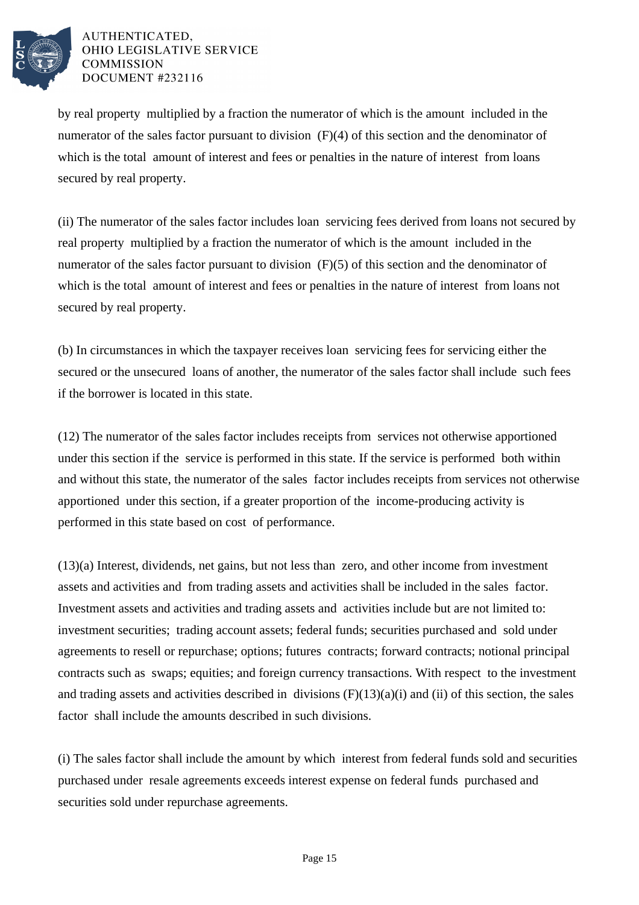by real property multiplied by a fraction the numerator of which is the amount included in the numerator of the sales factor pursuant to division (F)(4) of this section and the denominator of which is the total amount of interest and fees or penalties in the nature of interest from loans secured by real property.

(ii) The numerator of the sales factor includes loan servicing fees derived from loans not secured by real property multiplied by a fraction the numerator of which is the amount included in the numerator of the sales factor pursuant to division (F)(5) of this section and the denominator of which is the total amount of interest and fees or penalties in the nature of interest from loans not secured by real property.

(b) In circumstances in which the taxpayer receives loan servicing fees for servicing either the secured or the unsecured loans of another, the numerator of the sales factor shall include such fees if the borrower is located in this state.

(12) The numerator of the sales factor includes receipts from services not otherwise apportioned under this section if the service is performed in this state. If the service is performed both within and without this state, the numerator of the sales factor includes receipts from services not otherwise apportioned under this section, if a greater proportion of the income-producing activity is performed in this state based on cost of performance.

(13)(a) Interest, dividends, net gains, but not less than zero, and other income from investment assets and activities and from trading assets and activities shall be included in the sales factor. Investment assets and activities and trading assets and activities include but are not limited to: investment securities; trading account assets; federal funds; securities purchased and sold under agreements to resell or repurchase; options; futures contracts; forward contracts; notional principal contracts such as swaps; equities; and foreign currency transactions. With respect to the investment and trading assets and activities described in divisions (F)(13)(a)(i) and (ii) of this section, the sales factor shall include the amounts described in such divisions.

(i) The sales factor shall include the amount by which interest from federal funds sold and securities purchased under resale agreements exceeds interest expense on federal funds purchased and securities sold under repurchase agreements.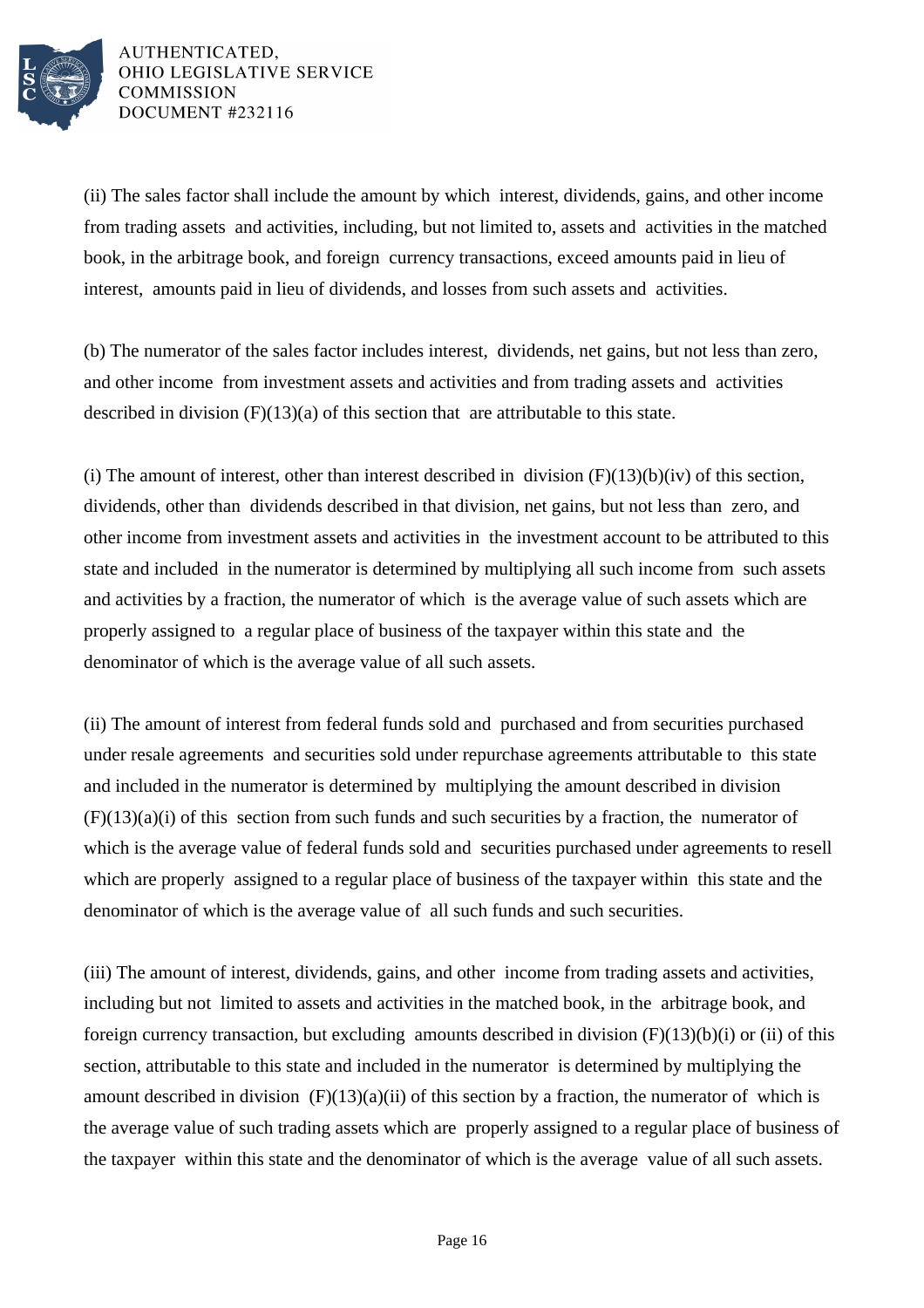(ii) The sales factor shall include the amount by which interest, dividends, gains, and other income from trading assets and activities, including, but not limited to, assets and activities in the matched book, in the arbitrage book, and foreign currency transactions, exceed amounts paid in lieu of interest, amounts paid in lieu of dividends, and losses from such assets and activities.

(b) The numerator of the sales factor includes interest, dividends, net gains, but not less than zero, and other income from investment assets and activities and from trading assets and activities described in division (F)(13)(a) of this section that are attributable to this state.

(i) The amount of interest, other than interest described in division (F)(13)(b)(iv) of this section, dividends, other than dividends described in that division, net gains, but not less than zero, and other income from investment assets and activities in the investment account to be attributed to this state and included in the numerator is determined by multiplying all such income from such assets and activities by a fraction, the numerator of which is the average value of such assets which are properly assigned to a regular place of business of the taxpayer within this state and the denominator of which is the average value of all such assets.

(ii) The amount of interest from federal funds sold and purchased and from securities purchased under resale agreements and securities sold under repurchase agreements attributable to this state and included in the numerator is determined by multiplying the amount described in division (F)(13)(a)(i) of this section from such funds and such securities by a fraction, the numerator of which is the average value of federal funds sold and securities purchased under agreements to resell which are properly assigned to a regular place of business of the taxpayer within this state and the denominator of which is the average value of all such funds and such securities.

(iii) The amount of interest, dividends, gains, and other income from trading assets and activities, including but not limited to assets and activities in the matched book, in the arbitrage book, and foreign currency transaction, but excluding amounts described in division (F)(13)(b)(i) or (ii) of this section, attributable to this state and included in the numerator is determined by multiplying the amount described in division (F)(13)(a)(ii) of this section by a fraction, the numerator of which is the average value of such trading assets which are properly assigned to a regular place of business of the taxpayer within this state and the denominator of which is the average value of all such assets.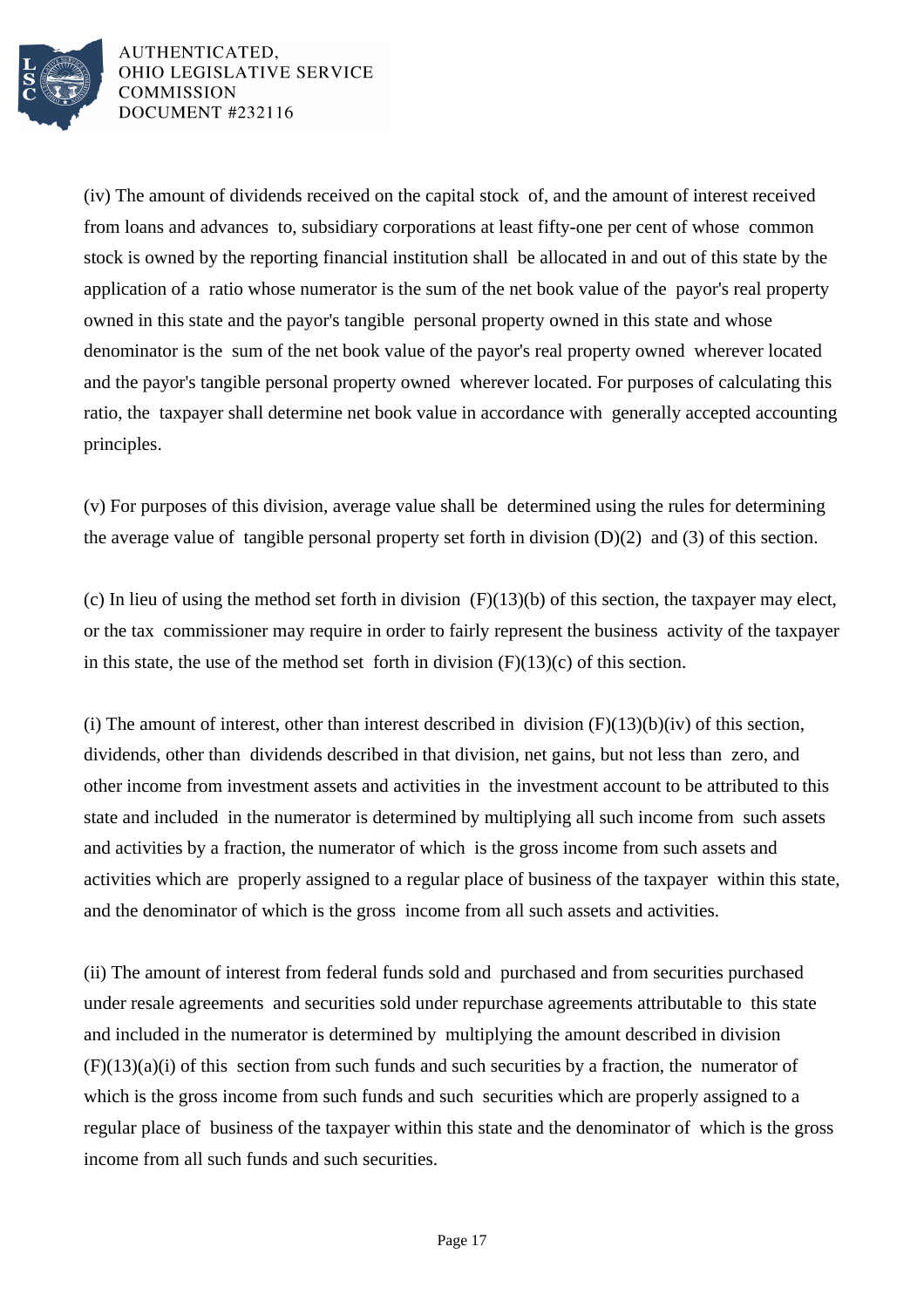(iv) The amount of dividends received on the capital stock of, and the amount of interest received from loans and advances to, subsidiary corporations at least fifty-one per cent of whose common stock is owned by the reporting financial institution shall be allocated in and out of this state by the application of a ratio whose numerator is the sum of the net book value of the payor's real property owned in this state and the payor's tangible personal property owned in this state and whose denominator is the sum of the net book value of the payor's real property owned wherever located and the payor's tangible personal property owned wherever located. For purposes of calculating this ratio, the taxpayer shall determine net book value in accordance with generally accepted accounting principles.

(v) For purposes of this division, average value shall be determined using the rules for determining the average value of tangible personal property set forth in division (D)(2) and (3) of this section.

(c) In lieu of using the method set forth in division (F)(13)(b) of this section, the taxpayer may elect, or the tax commissioner may require in order to fairly represent the business activity of the taxpayer in this state, the use of the method set forth in division (F)(13)(c) of this section.

(i) The amount of interest, other than interest described in division (F)(13)(b)(iv) of this section, dividends, other than dividends described in that division, net gains, but not less than zero, and other income from investment assets and activities in the investment account to be attributed to this state and included in the numerator is determined by multiplying all such income from such assets and activities by a fraction, the numerator of which is the gross income from such assets and activities which are properly assigned to a regular place of business of the taxpayer within this state, and the denominator of which is the gross income from all such assets and activities.

(ii) The amount of interest from federal funds sold and purchased and from securities purchased under resale agreements and securities sold under repurchase agreements attributable to this state and included in the numerator is determined by multiplying the amount described in division (F)(13)(a)(i) of this section from such funds and such securities by a fraction, the numerator of which is the gross income from such funds and such securities which are properly assigned to a regular place of business of the taxpayer within this state and the denominator of which is the gross income from all such funds and such securities.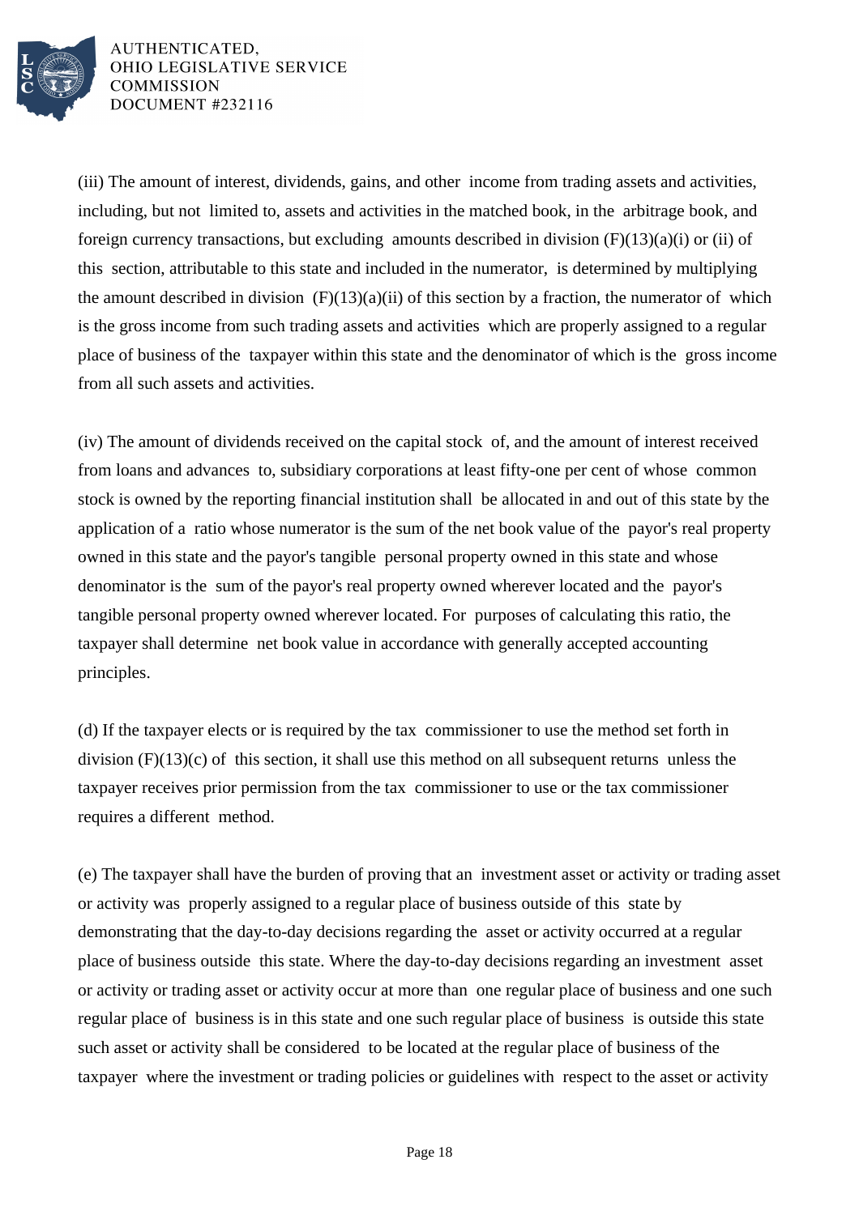(iii) The amount of interest, dividends, gains, and other income from trading assets and activities, including, but not limited to, assets and activities in the matched book, in the arbitrage book, and foreign currency transactions, but excluding amounts described in division (F)(13)(a)(i) or (ii) of this section, attributable to this state and included in the numerator, is determined by multiplying the amount described in division (F)(13)(a)(ii) of this section by a fraction, the numerator of which is the gross income from such trading assets and activities which are properly assigned to a regular place of business of the taxpayer within this state and the denominator of which is the gross income from all such assets and activities.

(iv) The amount of dividends received on the capital stock of, and the amount of interest received from loans and advances to, subsidiary corporations at least fifty-one per cent of whose common stock is owned by the reporting financial institution shall be allocated in and out of this state by the application of a ratio whose numerator is the sum of the net book value of the payor's real property owned in this state and the payor's tangible personal property owned in this state and whose denominator is the sum of the payor's real property owned wherever located and the payor's tangible personal property owned wherever located. For purposes of calculating this ratio, the taxpayer shall determine net book value in accordance with generally accepted accounting principles.

(d) If the taxpayer elects or is required by the tax commissioner to use the method set forth in division (F)(13)(c) of this section, it shall use this method on all subsequent returns unless the taxpayer receives prior permission from the tax commissioner to use or the tax commissioner requires a different method.

(e) The taxpayer shall have the burden of proving that an investment asset or activity or trading asset or activity was properly assigned to a regular place of business outside of this state by demonstrating that the day-to-day decisions regarding the asset or activity occurred at a regular place of business outside this state. Where the day-to-day decisions regarding an investment asset or activity or trading asset or activity occur at more than one regular place of business and one such regular place of business is in this state and one such regular place of business is outside this state such asset or activity shall be considered to be located at the regular place of business of the taxpayer where the investment or trading policies or guidelines with respect to the asset or activity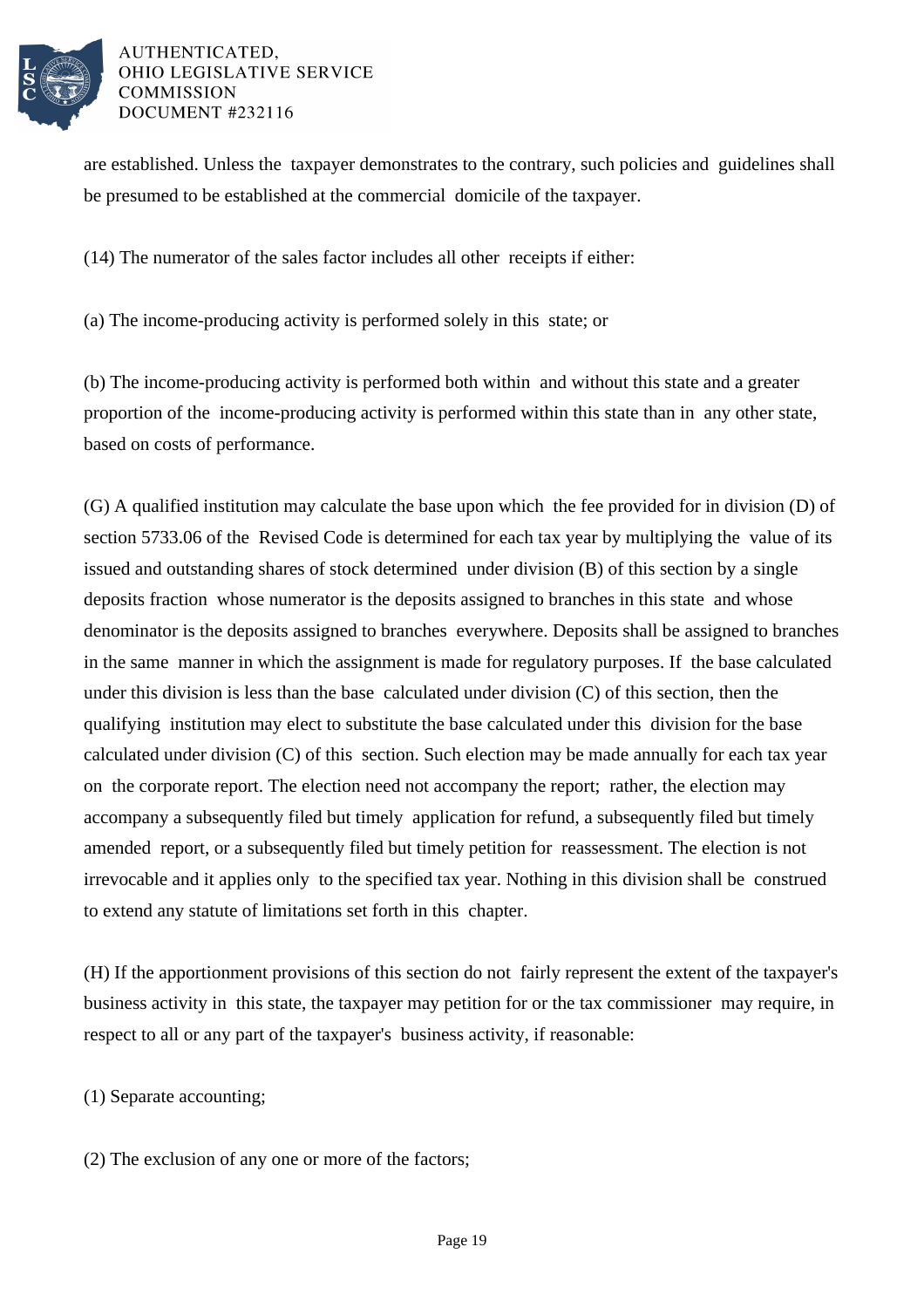are established. Unless the taxpayer demonstrates to the contrary, such policies and guidelines shall be presumed to be established at the commercial domicile of the taxpayer.

(14) The numerator of the sales factor includes all other receipts if either:

(a) The income-producing activity is performed solely in this state; or

(b) The income-producing activity is performed both within and without this state and a greater proportion of the income-producing activity is performed within this state than in any other state, based on costs of performance.

(G) A qualified institution may calculate the base upon which the fee provided for in division (D) of section 5733.06 of the Revised Code is determined for each tax year by multiplying the value of its issued and outstanding shares of stock determined under division (B) of this section by a single deposits fraction whose numerator is the deposits assigned to branches in this state and whose denominator is the deposits assigned to branches everywhere. Deposits shall be assigned to branches in the same manner in which the assignment is made for regulatory purposes. If the base calculated under this division is less than the base calculated under division (C) of this section, then the qualifying institution may elect to substitute the base calculated under this division for the base calculated under division (C) of this section. Such election may be made annually for each tax year on the corporate report. The election need not accompany the report; rather, the election may accompany a subsequently filed but timely application for refund, a subsequently filed but timely amended report, or a subsequently filed but timely petition for reassessment. The election is not irrevocable and it applies only to the specified tax year. Nothing in this division shall be construed to extend any statute of limitations set forth in this chapter.

(H) If the apportionment provisions of this section do not fairly represent the extent of the taxpayer's business activity in this state, the taxpayer may petition for or the tax commissioner may require, in respect to all or any part of the taxpayer's business activity, if reasonable:

(1) Separate accounting;

(2) The exclusion of any one or more of the factors;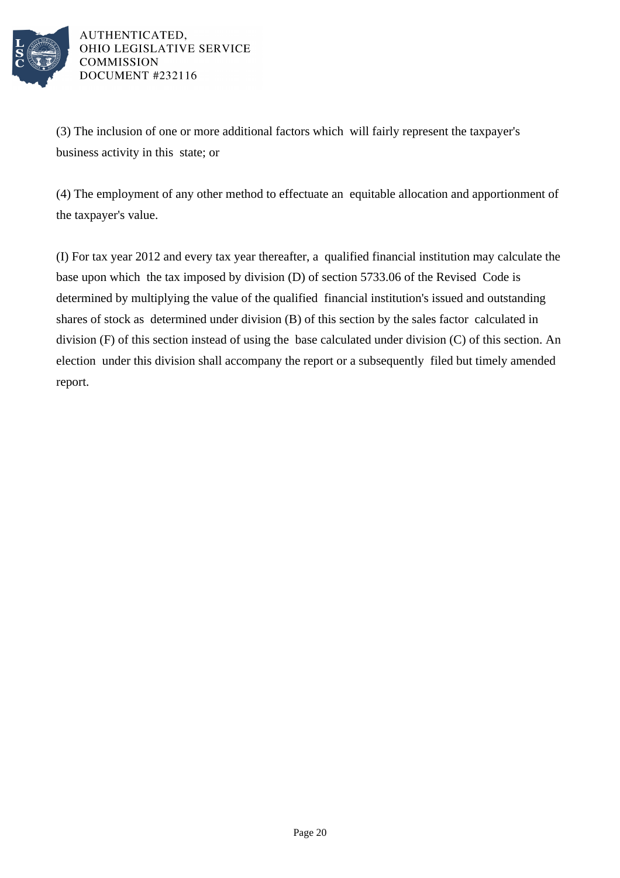(3) The inclusion of one or more additional factors which will fairly represent the taxpayer's business activity in this state; or

(4) The employment of any other method to effectuate an equitable allocation and apportionment of the taxpayer's value.

(I) For tax year 2012 and every tax year thereafter, a qualified financial institution may calculate the base upon which the tax imposed by division (D) of section 5733.06 of the Revised Code is determined by multiplying the value of the qualified financial institution's issued and outstanding shares of stock as determined under division (B) of this section by the sales factor calculated in division (F) of this section instead of using the base calculated under division (C) of this section. An election under this division shall accompany the report or a subsequently filed but timely amended report.